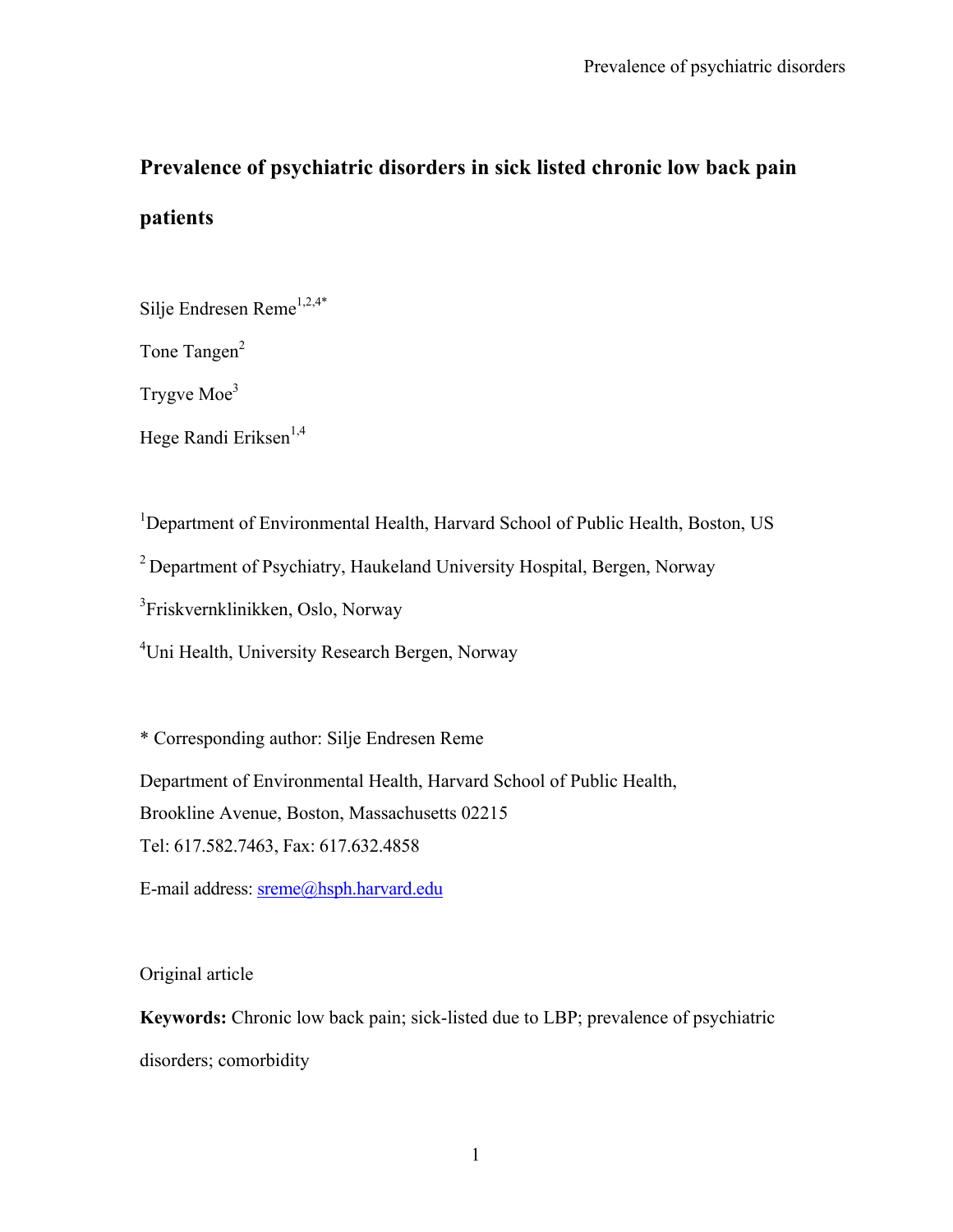# Prevalence of psychiatric disorders in sick listed chronic low back pain patients

Silje Endresen Reme[1,2,4*]

Tone Tangen[2]

Trygve Moe[3]

Hege Randi Eriksen[1,4]

[1]Department of Environmental Health, Harvard School of Public Health, Boston, US

[2] Department of Psychiatry, Haukeland University Hospital, Bergen, Norway

[3]Friskvernklinikken, Oslo, Norway

[4]Uni Health, University Research Bergen, Norway

* Corresponding author: Silje Endresen Reme

Department of Environmental Health, Harvard School of Public Health,
Brookline Avenue, Boston, Massachusetts 02215
Tel: 617.582.7463, Fax: 617.632.4858

E-mail address: sreme@hsph.harvard.edu

Original article

**Keywords:** Chronic low back pain; sick-listed due to LBP; prevalence of psychiatric disorders; comorbidity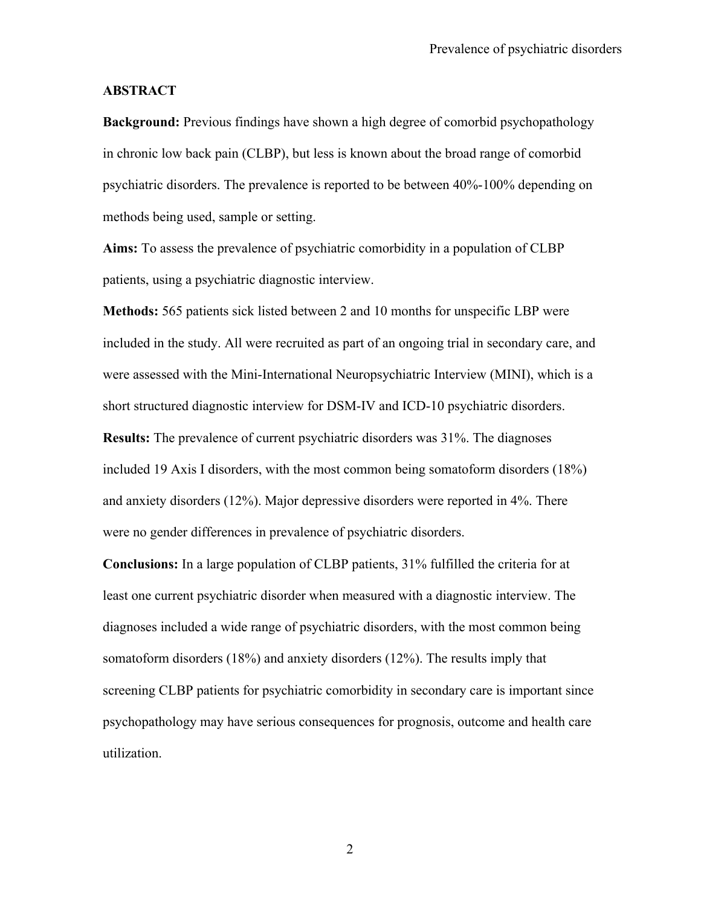## ABSTRACT

**Background:** Previous findings have shown a high degree of comorbid psychopathology in chronic low back pain (CLBP), but less is known about the broad range of comorbid psychiatric disorders. The prevalence is reported to be between 40%-100% depending on methods being used, sample or setting.

**Aims:** To assess the prevalence of psychiatric comorbidity in a population of CLBP patients, using a psychiatric diagnostic interview.

**Methods:** 565 patients sick listed between 2 and 10 months for unspecific LBP were included in the study. All were recruited as part of an ongoing trial in secondary care, and were assessed with the Mini-International Neuropsychiatric Interview (MINI), which is a short structured diagnostic interview for DSM-IV and ICD-10 psychiatric disorders.

**Results:** The prevalence of current psychiatric disorders was 31%. The diagnoses included 19 Axis I disorders, with the most common being somatoform disorders (18%) and anxiety disorders (12%). Major depressive disorders were reported in 4%. There were no gender differences in prevalence of psychiatric disorders.

**Conclusions:** In a large population of CLBP patients, 31% fulfilled the criteria for at least one current psychiatric disorder when measured with a diagnostic interview. The diagnoses included a wide range of psychiatric disorders, with the most common being somatoform disorders (18%) and anxiety disorders (12%). The results imply that screening CLBP patients for psychiatric comorbidity in secondary care is important since psychopathology may have serious consequences for prognosis, outcome and health care utilization.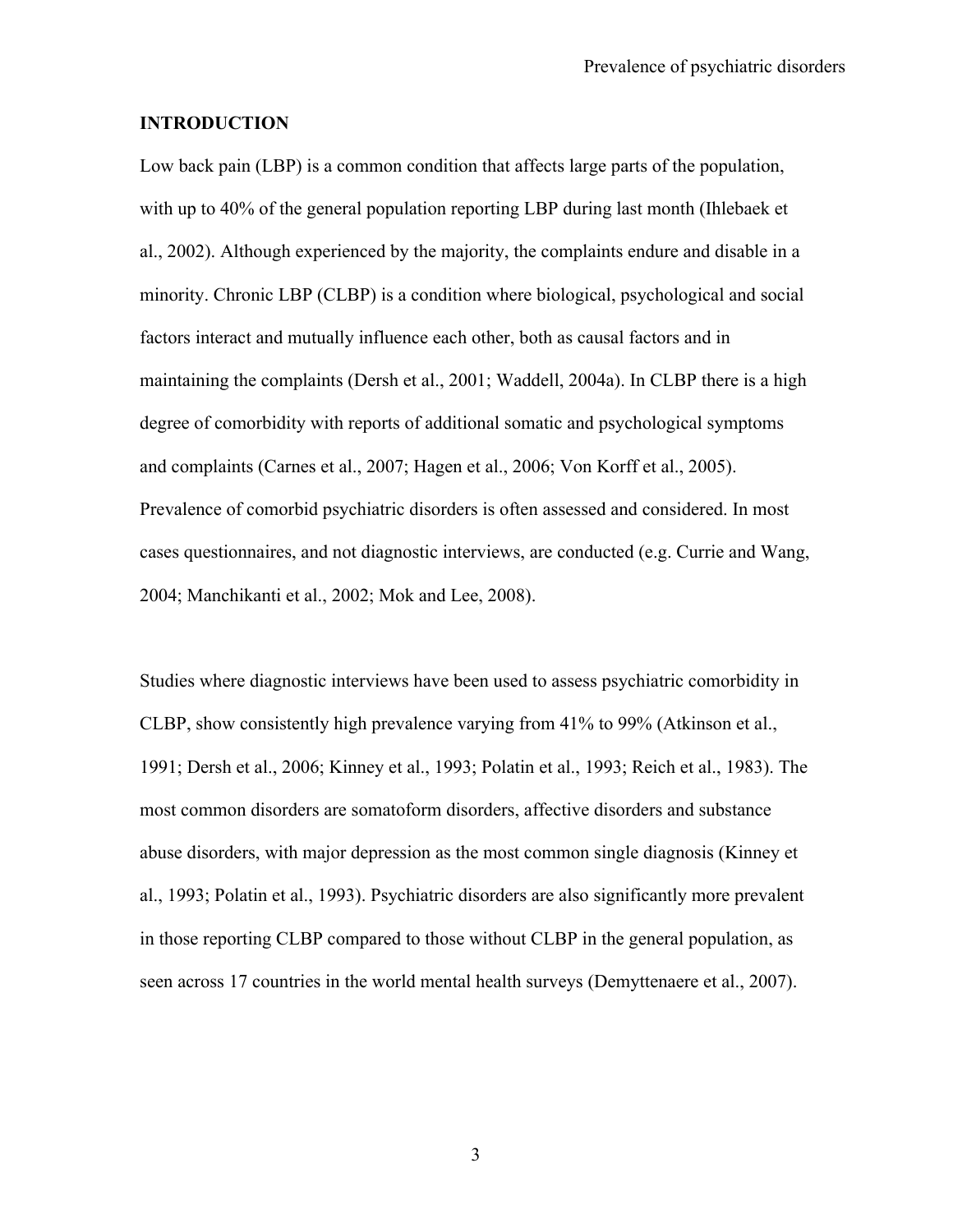## INTRODUCTION

Low back pain (LBP) is a common condition that affects large parts of the population, with up to 40% of the general population reporting LBP during last month (Ihlebaek et al., 2002). Although experienced by the majority, the complaints endure and disable in a minority. Chronic LBP (CLBP) is a condition where biological, psychological and social factors interact and mutually influence each other, both as causal factors and in maintaining the complaints (Dersh et al., 2001; Waddell, 2004a). In CLBP there is a high degree of comorbidity with reports of additional somatic and psychological symptoms and complaints (Carnes et al., 2007; Hagen et al., 2006; Von Korff et al., 2005). Prevalence of comorbid psychiatric disorders is often assessed and considered. In most cases questionnaires, and not diagnostic interviews, are conducted (e.g. Currie and Wang, 2004; Manchikanti et al., 2002; Mok and Lee, 2008).

Studies where diagnostic interviews have been used to assess psychiatric comorbidity in CLBP, show consistently high prevalence varying from 41% to 99% (Atkinson et al., 1991; Dersh et al., 2006; Kinney et al., 1993; Polatin et al., 1993; Reich et al., 1983). The most common disorders are somatoform disorders, affective disorders and substance abuse disorders, with major depression as the most common single diagnosis (Kinney et al., 1993; Polatin et al., 1993). Psychiatric disorders are also significantly more prevalent in those reporting CLBP compared to those without CLBP in the general population, as seen across 17 countries in the world mental health surveys (Demyttenaere et al., 2007).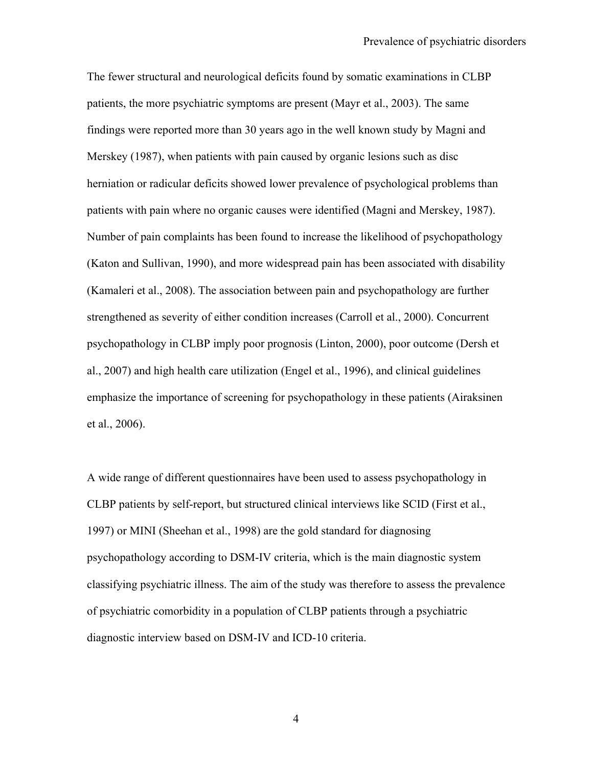The fewer structural and neurological deficits found by somatic examinations in CLBP patients, the more psychiatric symptoms are present (Mayr et al., 2003). The same findings were reported more than 30 years ago in the well known study by Magni and Merskey (1987), when patients with pain caused by organic lesions such as disc herniation or radicular deficits showed lower prevalence of psychological problems than patients with pain where no organic causes were identified (Magni and Merskey, 1987). Number of pain complaints has been found to increase the likelihood of psychopathology (Katon and Sullivan, 1990), and more widespread pain has been associated with disability (Kamaleri et al., 2008). The association between pain and psychopathology are further strengthened as severity of either condition increases (Carroll et al., 2000). Concurrent psychopathology in CLBP imply poor prognosis (Linton, 2000), poor outcome (Dersh et al., 2007) and high health care utilization (Engel et al., 1996), and clinical guidelines emphasize the importance of screening for psychopathology in these patients (Airaksinen et al., 2006).

A wide range of different questionnaires have been used to assess psychopathology in CLBP patients by self-report, but structured clinical interviews like SCID (First et al., 1997) or MINI (Sheehan et al., 1998) are the gold standard for diagnosing psychopathology according to DSM-IV criteria, which is the main diagnostic system classifying psychiatric illness. The aim of the study was therefore to assess the prevalence of psychiatric comorbidity in a population of CLBP patients through a psychiatric diagnostic interview based on DSM-IV and ICD-10 criteria.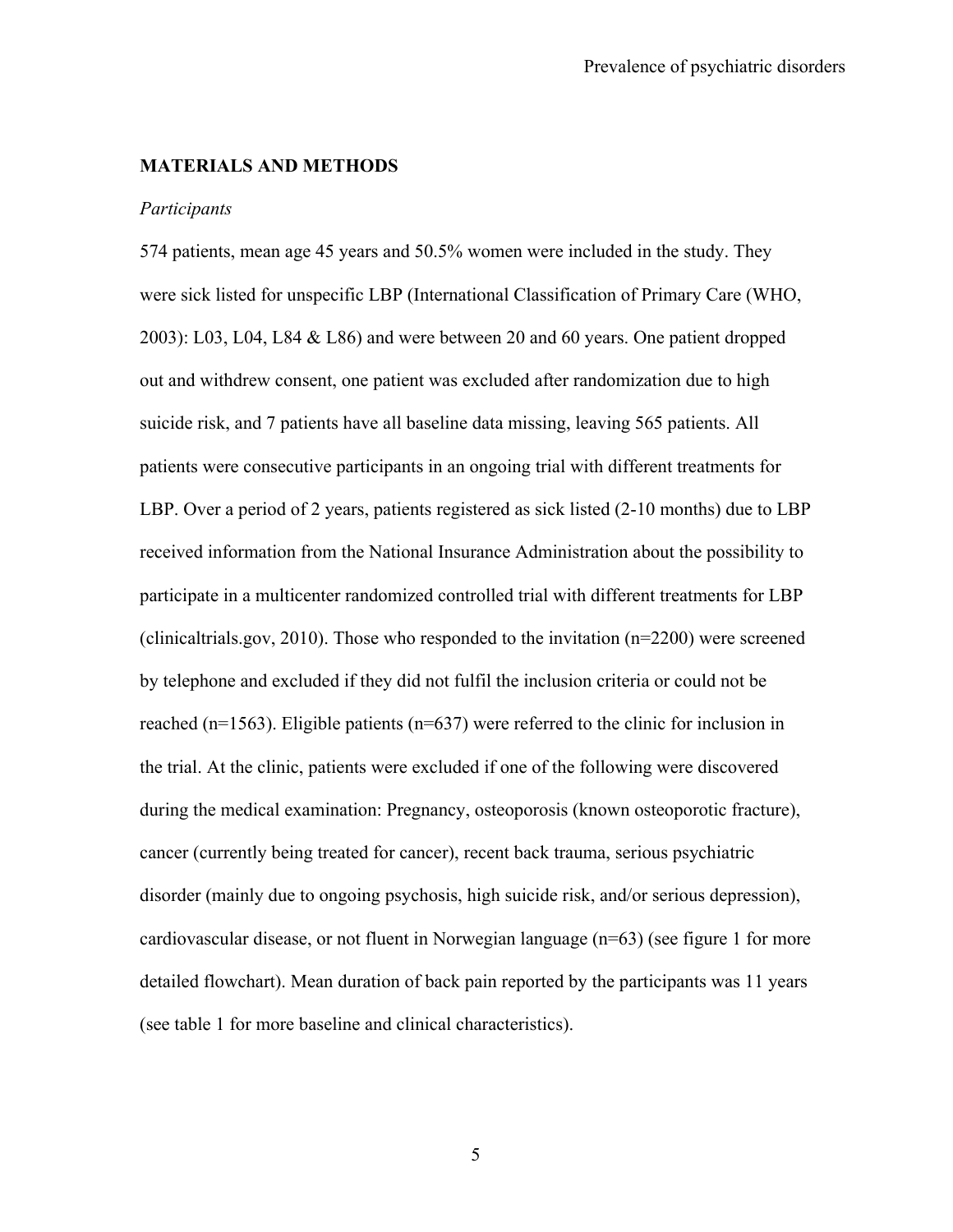## MATERIALS AND METHODS

### *Participants*

574 patients, mean age 45 years and 50.5% women were included in the study. They were sick listed for unspecific LBP (International Classification of Primary Care (WHO, 2003): L03, L04, L84 & L86) and were between 20 and 60 years. One patient dropped out and withdrew consent, one patient was excluded after randomization due to high suicide risk, and 7 patients have all baseline data missing, leaving 565 patients. All patients were consecutive participants in an ongoing trial with different treatments for LBP. Over a period of 2 years, patients registered as sick listed (2-10 months) due to LBP received information from the National Insurance Administration about the possibility to participate in a multicenter randomized controlled trial with different treatments for LBP (clinicaltrials.gov, 2010). Those who responded to the invitation (n=2200) were screened by telephone and excluded if they did not fulfil the inclusion criteria or could not be reached (n=1563). Eligible patients (n=637) were referred to the clinic for inclusion in the trial. At the clinic, patients were excluded if one of the following were discovered during the medical examination: Pregnancy, osteoporosis (known osteoporotic fracture), cancer (currently being treated for cancer), recent back trauma, serious psychiatric disorder (mainly due to ongoing psychosis, high suicide risk, and/or serious depression), cardiovascular disease, or not fluent in Norwegian language (n=63) (see figure 1 for more detailed flowchart). Mean duration of back pain reported by the participants was 11 years (see table 1 for more baseline and clinical characteristics).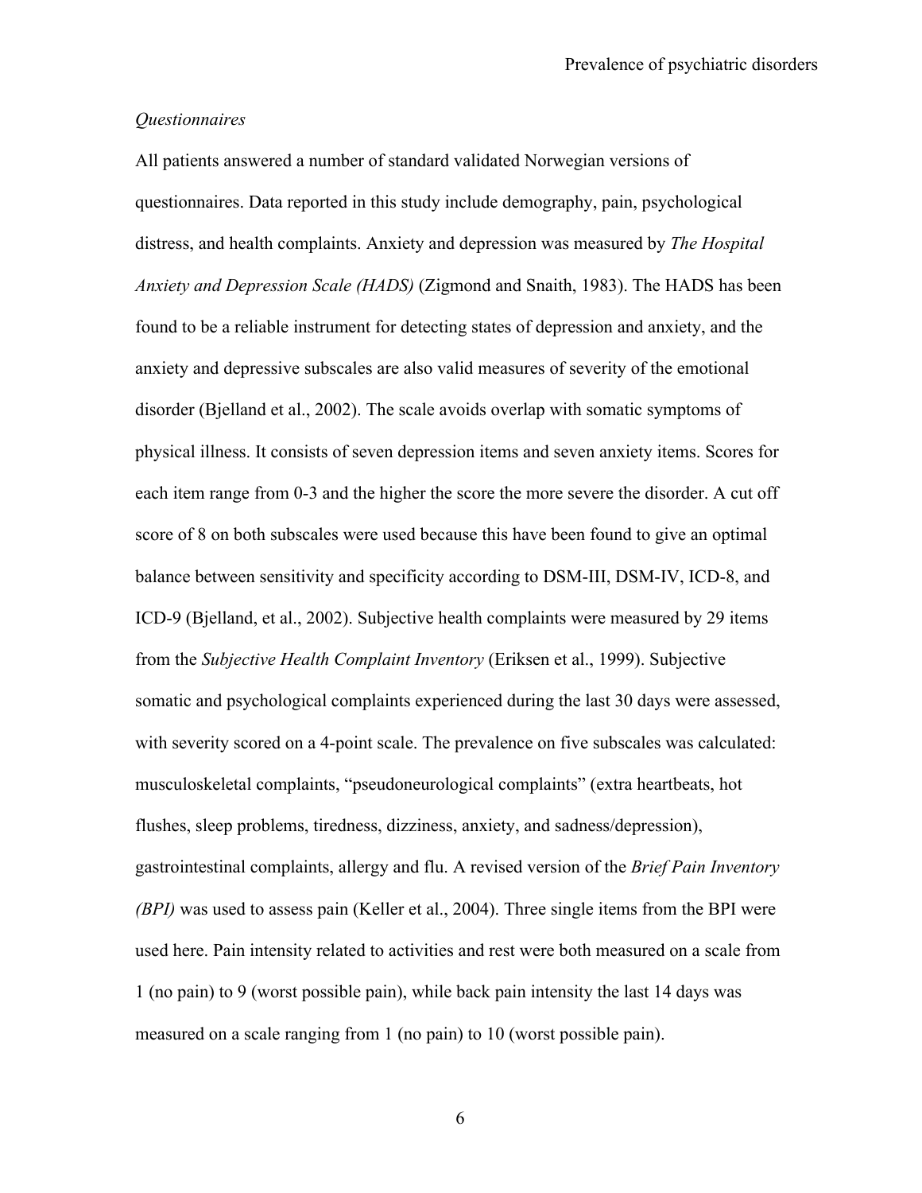*Questionnaires*

All patients answered a number of standard validated Norwegian versions of questionnaires. Data reported in this study include demography, pain, psychological distress, and health complaints. Anxiety and depression was measured by *The Hospital Anxiety and Depression Scale (HADS)* (Zigmond and Snaith, 1983). The HADS has been found to be a reliable instrument for detecting states of depression and anxiety, and the anxiety and depressive subscales are also valid measures of severity of the emotional disorder (Bjelland et al., 2002). The scale avoids overlap with somatic symptoms of physical illness. It consists of seven depression items and seven anxiety items. Scores for each item range from 0-3 and the higher the score the more severe the disorder. A cut off score of 8 on both subscales were used because this have been found to give an optimal balance between sensitivity and specificity according to DSM-III, DSM-IV, ICD-8, and ICD-9 (Bjelland, et al., 2002). Subjective health complaints were measured by 29 items from the *Subjective Health Complaint Inventory* (Eriksen et al., 1999). Subjective somatic and psychological complaints experienced during the last 30 days were assessed, with severity scored on a 4-point scale. The prevalence on five subscales was calculated: musculoskeletal complaints, "pseudoneurological complaints" (extra heartbeats, hot flushes, sleep problems, tiredness, dizziness, anxiety, and sadness/depression), gastrointestinal complaints, allergy and flu. A revised version of the *Brief Pain Inventory (BPI)* was used to assess pain (Keller et al., 2004). Three single items from the BPI were used here. Pain intensity related to activities and rest were both measured on a scale from 1 (no pain) to 9 (worst possible pain), while back pain intensity the last 14 days was measured on a scale ranging from 1 (no pain) to 10 (worst possible pain).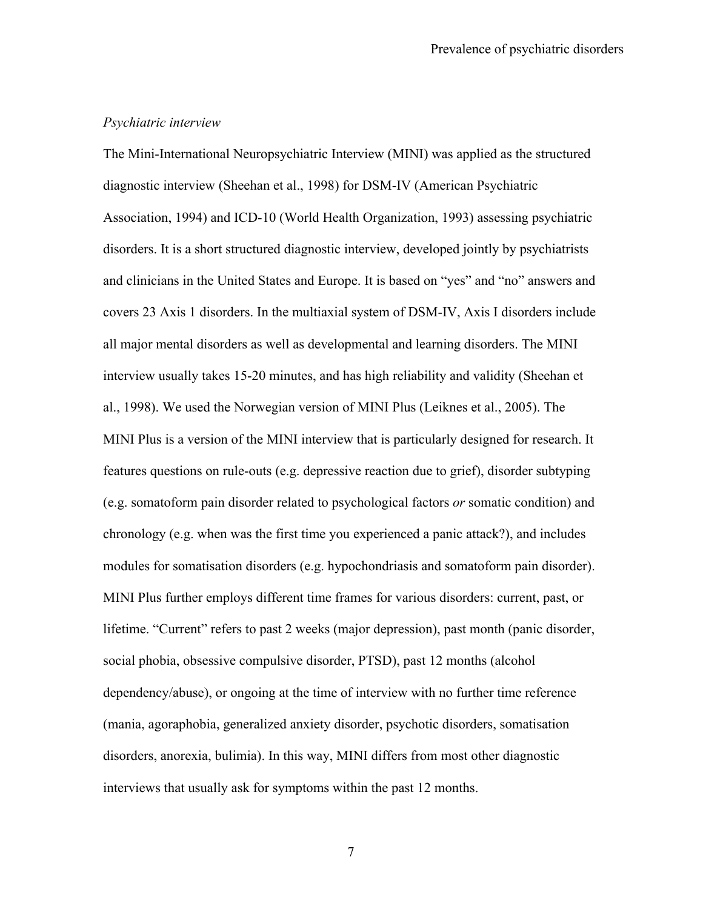*Psychiatric interview*

The Mini-International Neuropsychiatric Interview (MINI) was applied as the structured diagnostic interview (Sheehan et al., 1998) for DSM-IV (American Psychiatric Association, 1994) and ICD-10 (World Health Organization, 1993) assessing psychiatric disorders. It is a short structured diagnostic interview, developed jointly by psychiatrists and clinicians in the United States and Europe. It is based on "yes" and "no" answers and covers 23 Axis 1 disorders. In the multiaxial system of DSM-IV, Axis I disorders include all major mental disorders as well as developmental and learning disorders. The MINI interview usually takes 15-20 minutes, and has high reliability and validity (Sheehan et al., 1998). We used the Norwegian version of MINI Plus (Leiknes et al., 2005). The MINI Plus is a version of the MINI interview that is particularly designed for research. It features questions on rule-outs (e.g. depressive reaction due to grief), disorder subtyping (e.g. somatoform pain disorder related to psychological factors *or* somatic condition) and chronology (e.g. when was the first time you experienced a panic attack?), and includes modules for somatisation disorders (e.g. hypochondriasis and somatoform pain disorder). MINI Plus further employs different time frames for various disorders: current, past, or lifetime. "Current" refers to past 2 weeks (major depression), past month (panic disorder, social phobia, obsessive compulsive disorder, PTSD), past 12 months (alcohol dependency/abuse), or ongoing at the time of interview with no further time reference (mania, agoraphobia, generalized anxiety disorder, psychotic disorders, somatisation disorders, anorexia, bulimia). In this way, MINI differs from most other diagnostic interviews that usually ask for symptoms within the past 12 months.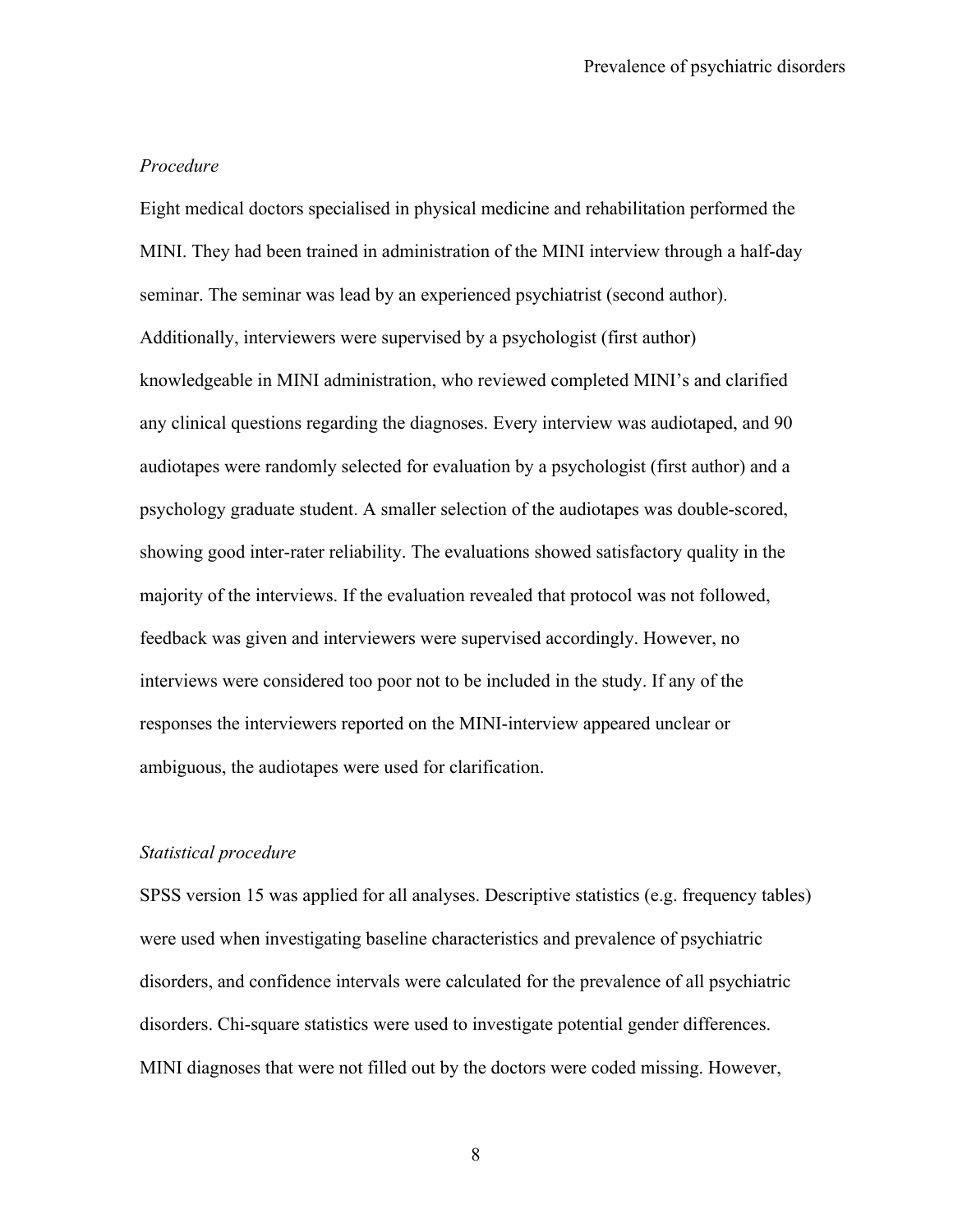*Procedure*

Eight medical doctors specialised in physical medicine and rehabilitation performed the MINI. They had been trained in administration of the MINI interview through a half-day seminar. The seminar was lead by an experienced psychiatrist (second author). Additionally, interviewers were supervised by a psychologist (first author) knowledgeable in MINI administration, who reviewed completed MINI's and clarified any clinical questions regarding the diagnoses. Every interview was audiotaped, and 90 audiotapes were randomly selected for evaluation by a psychologist (first author) and a psychology graduate student. A smaller selection of the audiotapes was double-scored, showing good inter-rater reliability. The evaluations showed satisfactory quality in the majority of the interviews. If the evaluation revealed that protocol was not followed, feedback was given and interviewers were supervised accordingly. However, no interviews were considered too poor not to be included in the study. If any of the responses the interviewers reported on the MINI-interview appeared unclear or ambiguous, the audiotapes were used for clarification.

*Statistical procedure*

SPSS version 15 was applied for all analyses. Descriptive statistics (e.g. frequency tables) were used when investigating baseline characteristics and prevalence of psychiatric disorders, and confidence intervals were calculated for the prevalence of all psychiatric disorders. Chi-square statistics were used to investigate potential gender differences. MINI diagnoses that were not filled out by the doctors were coded missing. However,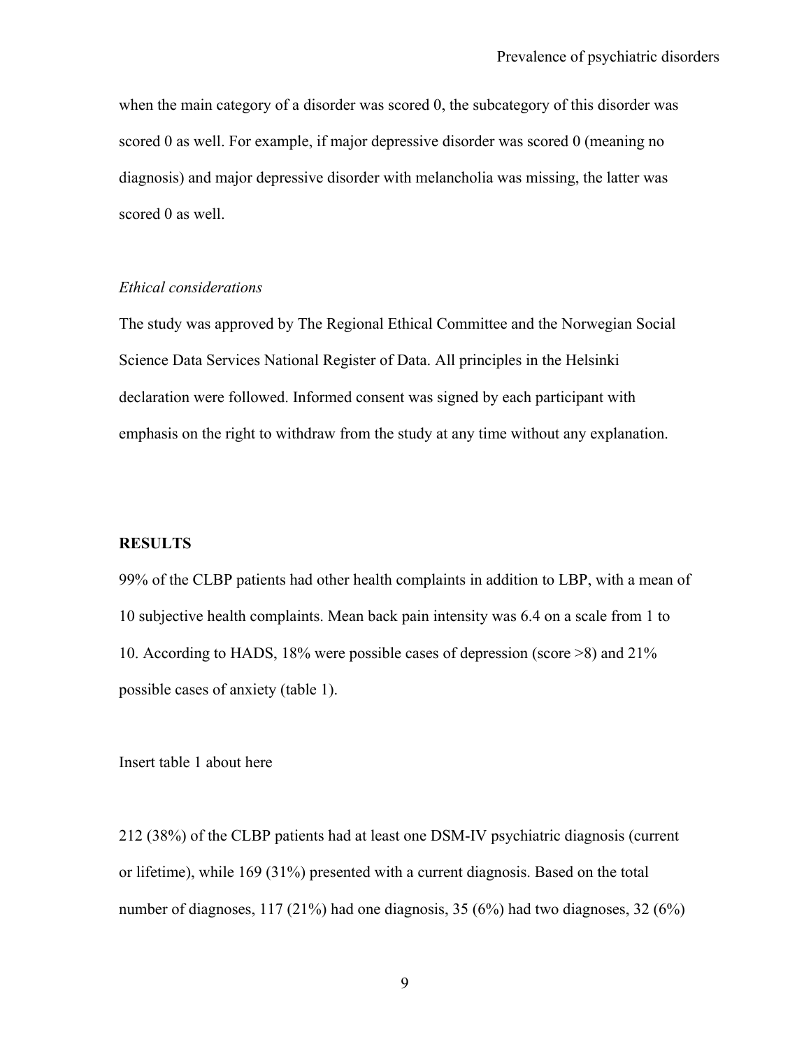when the main category of a disorder was scored 0, the subcategory of this disorder was scored 0 as well. For example, if major depressive disorder was scored 0 (meaning no diagnosis) and major depressive disorder with melancholia was missing, the latter was scored 0 as well.

*Ethical considerations*

The study was approved by The Regional Ethical Committee and the Norwegian Social Science Data Services National Register of Data. All principles in the Helsinki declaration were followed. Informed consent was signed by each participant with emphasis on the right to withdraw from the study at any time without any explanation.

## RESULTS

99% of the CLBP patients had other health complaints in addition to LBP, with a mean of 10 subjective health complaints. Mean back pain intensity was 6.4 on a scale from 1 to 10. According to HADS, 18% were possible cases of depression (score >8) and 21% possible cases of anxiety (table 1).

Insert table 1 about here

212 (38%) of the CLBP patients had at least one DSM-IV psychiatric diagnosis (current or lifetime), while 169 (31%) presented with a current diagnosis. Based on the total number of diagnoses, 117 (21%) had one diagnosis, 35 (6%) had two diagnoses, 32 (6%)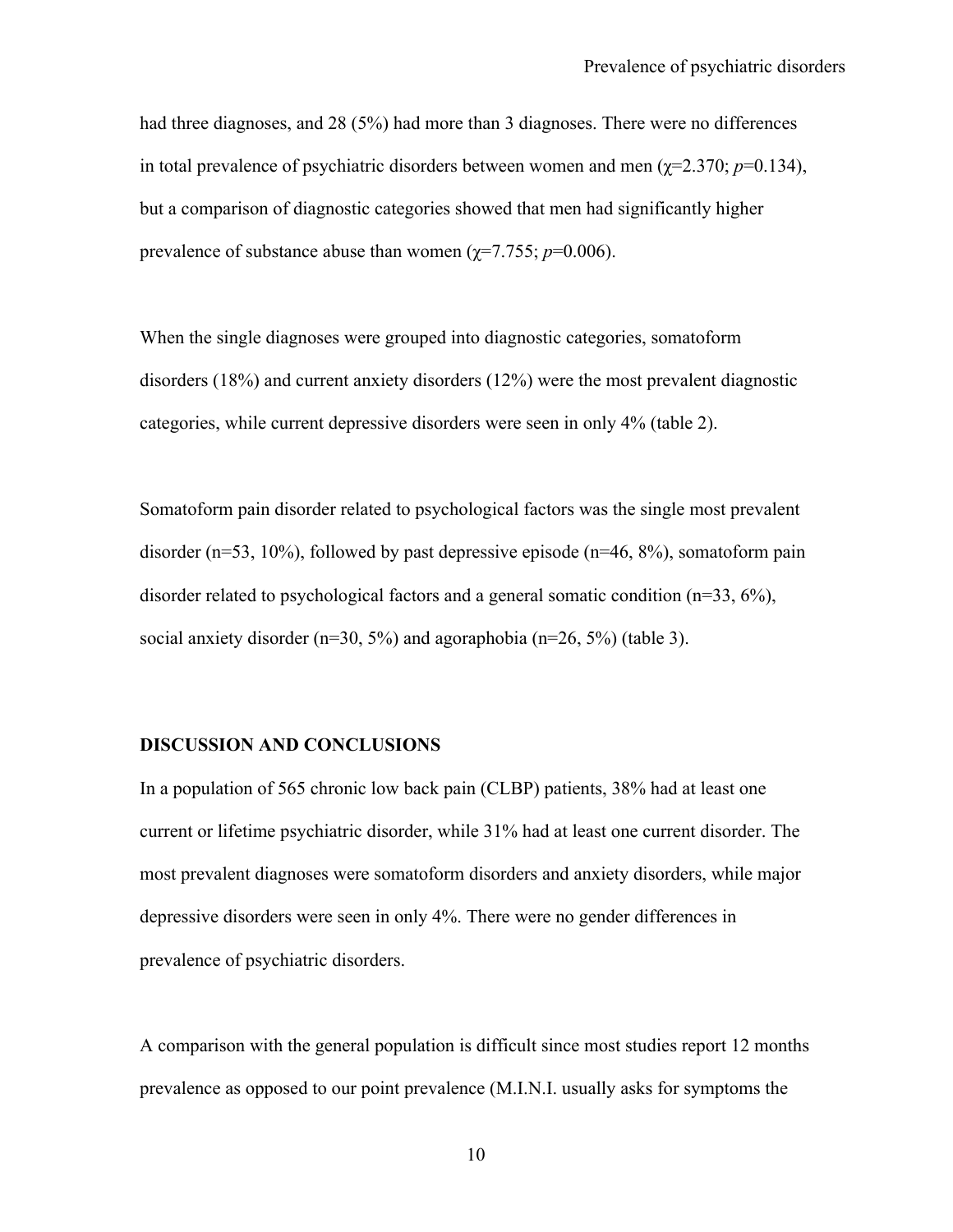had three diagnoses, and 28 (5%) had more than 3 diagnoses. There were no differences in total prevalence of psychiatric disorders between women and men ($\chi$=2.370; *p*=0.134), but a comparison of diagnostic categories showed that men had significantly higher prevalence of substance abuse than women ($\chi$=7.755; *p*=0.006).

When the single diagnoses were grouped into diagnostic categories, somatoform disorders (18%) and current anxiety disorders (12%) were the most prevalent diagnostic categories, while current depressive disorders were seen in only 4% (table 2).

Somatoform pain disorder related to psychological factors was the single most prevalent disorder (n=53, 10%), followed by past depressive episode (n=46, 8%), somatoform pain disorder related to psychological factors and a general somatic condition (n=33, 6%), social anxiety disorder (n=30, 5%) and agoraphobia (n=26, 5%) (table 3).

## DISCUSSION AND CONCLUSIONS

In a population of 565 chronic low back pain (CLBP) patients, 38% had at least one current or lifetime psychiatric disorder, while 31% had at least one current disorder. The most prevalent diagnoses were somatoform disorders and anxiety disorders, while major depressive disorders were seen in only 4%. There were no gender differences in prevalence of psychiatric disorders.

A comparison with the general population is difficult since most studies report 12 months prevalence as opposed to our point prevalence (M.I.N.I. usually asks for symptoms the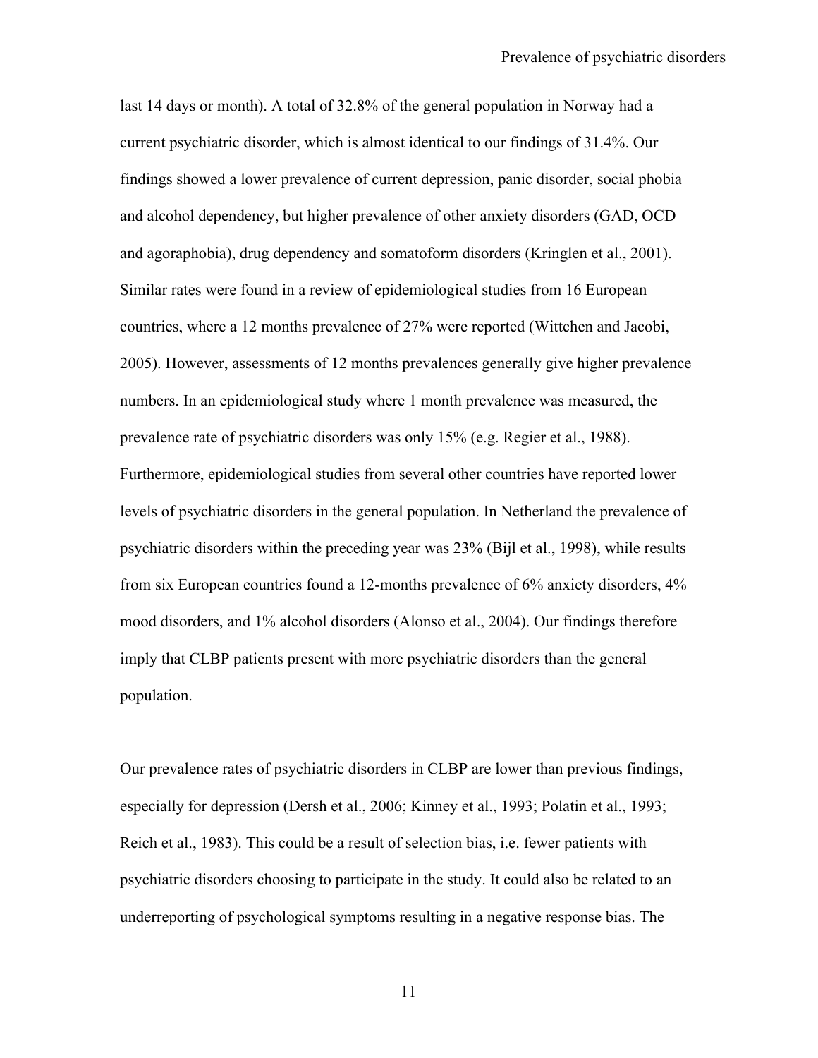last 14 days or month). A total of 32.8% of the general population in Norway had a current psychiatric disorder, which is almost identical to our findings of 31.4%. Our findings showed a lower prevalence of current depression, panic disorder, social phobia and alcohol dependency, but higher prevalence of other anxiety disorders (GAD, OCD and agoraphobia), drug dependency and somatoform disorders (Kringlen et al., 2001). Similar rates were found in a review of epidemiological studies from 16 European countries, where a 12 months prevalence of 27% were reported (Wittchen and Jacobi, 2005). However, assessments of 12 months prevalences generally give higher prevalence numbers. In an epidemiological study where 1 month prevalence was measured, the prevalence rate of psychiatric disorders was only 15% (e.g. Regier et al., 1988). Furthermore, epidemiological studies from several other countries have reported lower levels of psychiatric disorders in the general population. In Netherland the prevalence of psychiatric disorders within the preceding year was 23% (Bijl et al., 1998), while results from six European countries found a 12-months prevalence of 6% anxiety disorders, 4% mood disorders, and 1% alcohol disorders (Alonso et al., 2004). Our findings therefore imply that CLBP patients present with more psychiatric disorders than the general population.

Our prevalence rates of psychiatric disorders in CLBP are lower than previous findings, especially for depression (Dersh et al., 2006; Kinney et al., 1993; Polatin et al., 1993; Reich et al., 1983). This could be a result of selection bias, i.e. fewer patients with psychiatric disorders choosing to participate in the study. It could also be related to an underreporting of psychological symptoms resulting in a negative response bias. The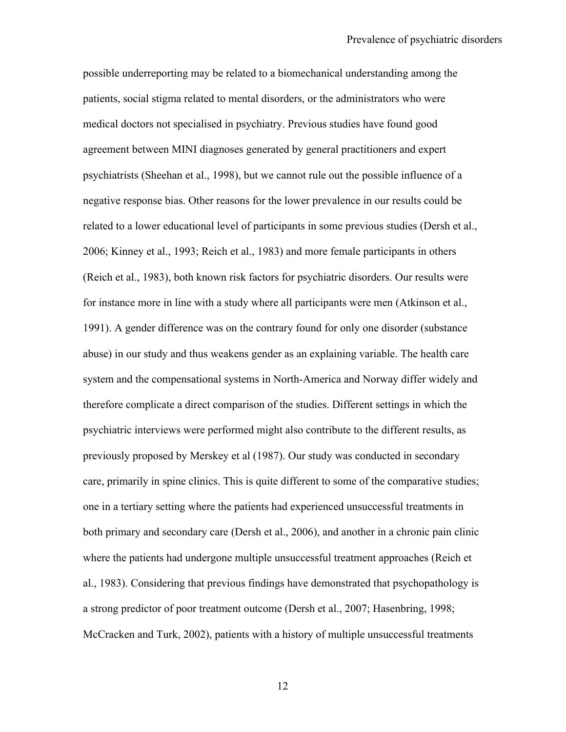possible underreporting may be related to a biomechanical understanding among the patients, social stigma related to mental disorders, or the administrators who were medical doctors not specialised in psychiatry. Previous studies have found good agreement between MINI diagnoses generated by general practitioners and expert psychiatrists (Sheehan et al., 1998), but we cannot rule out the possible influence of a negative response bias. Other reasons for the lower prevalence in our results could be related to a lower educational level of participants in some previous studies (Dersh et al., 2006; Kinney et al., 1993; Reich et al., 1983) and more female participants in others (Reich et al., 1983), both known risk factors for psychiatric disorders. Our results were for instance more in line with a study where all participants were men (Atkinson et al., 1991). A gender difference was on the contrary found for only one disorder (substance abuse) in our study and thus weakens gender as an explaining variable. The health care system and the compensational systems in North-America and Norway differ widely and therefore complicate a direct comparison of the studies. Different settings in which the psychiatric interviews were performed might also contribute to the different results, as previously proposed by Merskey et al (1987). Our study was conducted in secondary care, primarily in spine clinics. This is quite different to some of the comparative studies; one in a tertiary setting where the patients had experienced unsuccessful treatments in both primary and secondary care (Dersh et al., 2006), and another in a chronic pain clinic where the patients had undergone multiple unsuccessful treatment approaches (Reich et al., 1983). Considering that previous findings have demonstrated that psychopathology is a strong predictor of poor treatment outcome (Dersh et al., 2007; Hasenbring, 1998; McCracken and Turk, 2002), patients with a history of multiple unsuccessful treatments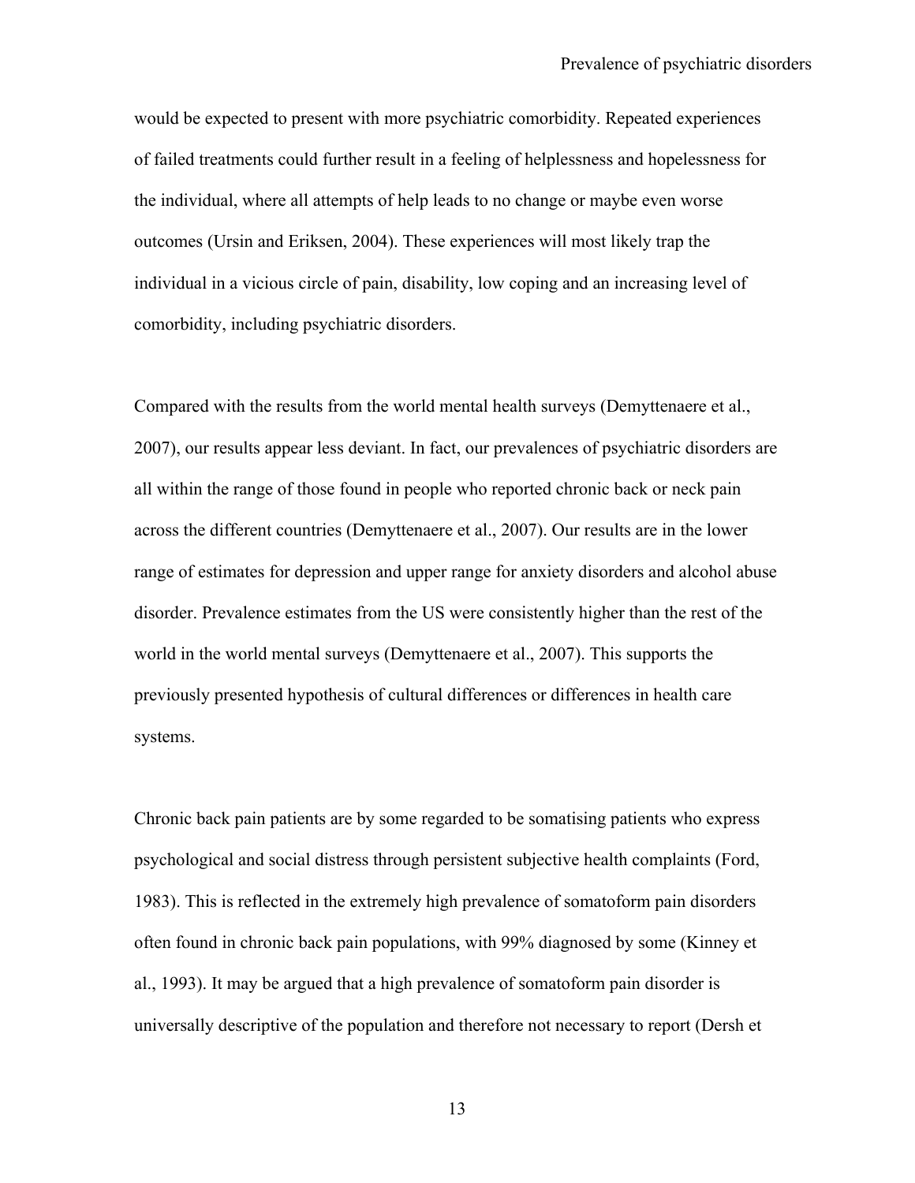would be expected to present with more psychiatric comorbidity. Repeated experiences of failed treatments could further result in a feeling of helplessness and hopelessness for the individual, where all attempts of help leads to no change or maybe even worse outcomes (Ursin and Eriksen, 2004). These experiences will most likely trap the individual in a vicious circle of pain, disability, low coping and an increasing level of comorbidity, including psychiatric disorders.

Compared with the results from the world mental health surveys (Demyttenaere et al., 2007), our results appear less deviant. In fact, our prevalences of psychiatric disorders are all within the range of those found in people who reported chronic back or neck pain across the different countries (Demyttenaere et al., 2007). Our results are in the lower range of estimates for depression and upper range for anxiety disorders and alcohol abuse disorder. Prevalence estimates from the US were consistently higher than the rest of the world in the world mental surveys (Demyttenaere et al., 2007). This supports the previously presented hypothesis of cultural differences or differences in health care systems.

Chronic back pain patients are by some regarded to be somatising patients who express psychological and social distress through persistent subjective health complaints (Ford, 1983). This is reflected in the extremely high prevalence of somatoform pain disorders often found in chronic back pain populations, with 99% diagnosed by some (Kinney et al., 1993). It may be argued that a high prevalence of somatoform pain disorder is universally descriptive of the population and therefore not necessary to report (Dersh et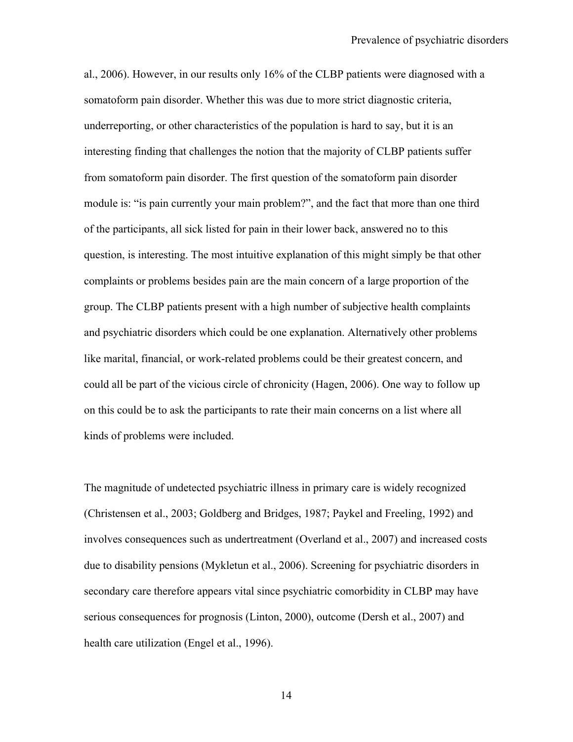al., 2006). However, in our results only 16% of the CLBP patients were diagnosed with a somatoform pain disorder. Whether this was due to more strict diagnostic criteria, underreporting, or other characteristics of the population is hard to say, but it is an interesting finding that challenges the notion that the majority of CLBP patients suffer from somatoform pain disorder. The first question of the somatoform pain disorder module is: "is pain currently your main problem?", and the fact that more than one third of the participants, all sick listed for pain in their lower back, answered no to this question, is interesting. The most intuitive explanation of this might simply be that other complaints or problems besides pain are the main concern of a large proportion of the group. The CLBP patients present with a high number of subjective health complaints and psychiatric disorders which could be one explanation. Alternatively other problems like marital, financial, or work-related problems could be their greatest concern, and could all be part of the vicious circle of chronicity (Hagen, 2006). One way to follow up on this could be to ask the participants to rate their main concerns on a list where all kinds of problems were included.

The magnitude of undetected psychiatric illness in primary care is widely recognized (Christensen et al., 2003; Goldberg and Bridges, 1987; Paykel and Freeling, 1992) and involves consequences such as undertreatment (Overland et al., 2007) and increased costs due to disability pensions (Mykletun et al., 2006). Screening for psychiatric disorders in secondary care therefore appears vital since psychiatric comorbidity in CLBP may have serious consequences for prognosis (Linton, 2000), outcome (Dersh et al., 2007) and health care utilization (Engel et al., 1996).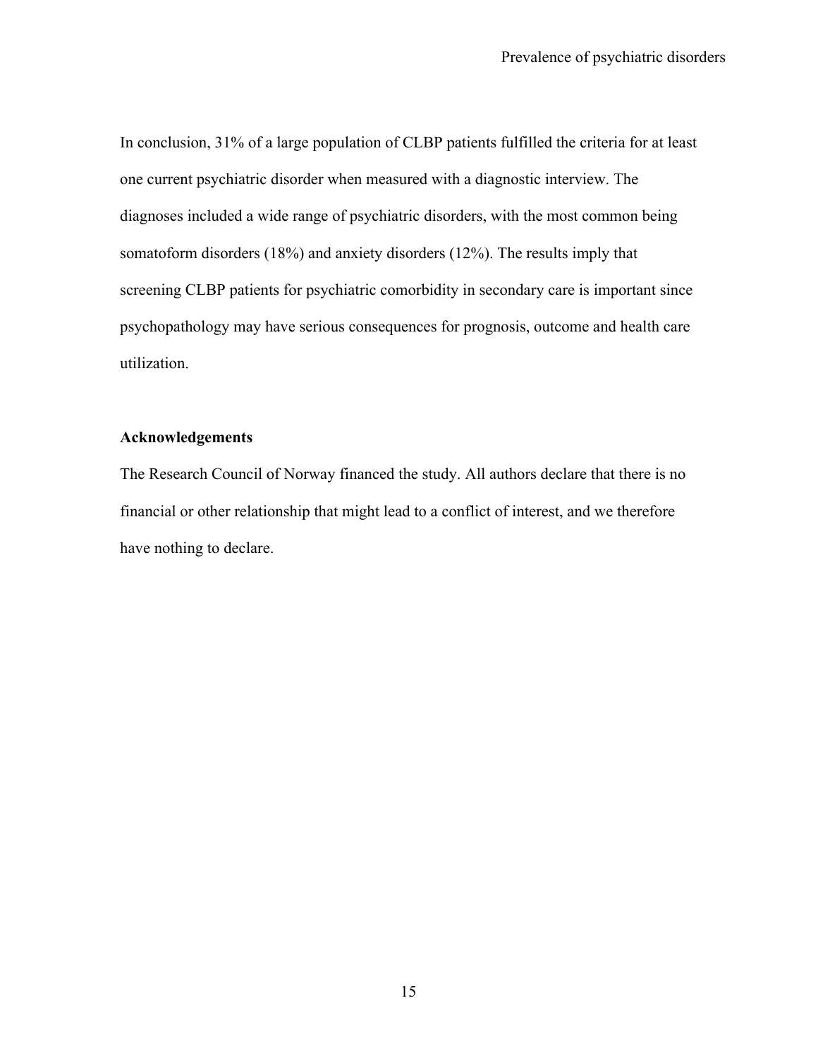In conclusion, 31% of a large population of CLBP patients fulfilled the criteria for at least one current psychiatric disorder when measured with a diagnostic interview. The diagnoses included a wide range of psychiatric disorders, with the most common being somatoform disorders (18%) and anxiety disorders (12%). The results imply that screening CLBP patients for psychiatric comorbidity in secondary care is important since psychopathology may have serious consequences for prognosis, outcome and health care utilization.

**Acknowledgements**

The Research Council of Norway financed the study. All authors declare that there is no financial or other relationship that might lead to a conflict of interest, and we therefore have nothing to declare.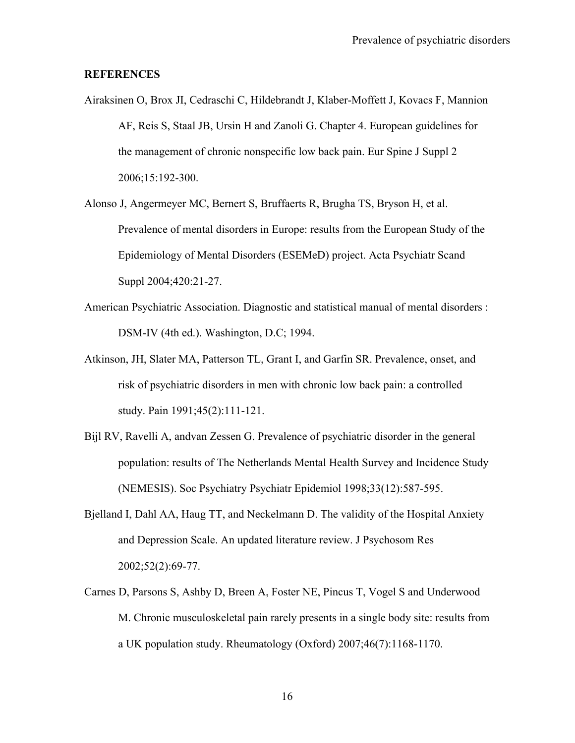## REFERENCES

Airaksinen O, Brox JI, Cedraschi C, Hildebrandt J, Klaber-Moffett J, Kovacs F, Mannion AF, Reis S, Staal JB, Ursin H and Zanoli G. Chapter 4. European guidelines for the management of chronic nonspecific low back pain. Eur Spine J Suppl 2 2006;15:192-300.

Alonso J, Angermeyer MC, Bernert S, Bruffaerts R, Brugha TS, Bryson H, et al. Prevalence of mental disorders in Europe: results from the European Study of the Epidemiology of Mental Disorders (ESEMeD) project. Acta Psychiatr Scand Suppl 2004;420:21-27.

American Psychiatric Association. Diagnostic and statistical manual of mental disorders : DSM-IV (4th ed.). Washington, D.C; 1994.

Atkinson, JH, Slater MA, Patterson TL, Grant I, and Garfin SR. Prevalence, onset, and risk of psychiatric disorders in men with chronic low back pain: a controlled study. Pain 1991;45(2):111-121.

Bijl RV, Ravelli A, andvan Zessen G. Prevalence of psychiatric disorder in the general population: results of The Netherlands Mental Health Survey and Incidence Study (NEMESIS). Soc Psychiatry Psychiatr Epidemiol 1998;33(12):587-595.

Bjelland I, Dahl AA, Haug TT, and Neckelmann D. The validity of the Hospital Anxiety and Depression Scale. An updated literature review. J Psychosom Res 2002;52(2):69-77.

Carnes D, Parsons S, Ashby D, Breen A, Foster NE, Pincus T, Vogel S and Underwood M. Chronic musculoskeletal pain rarely presents in a single body site: results from a UK population study. Rheumatology (Oxford) 2007;46(7):1168-1170.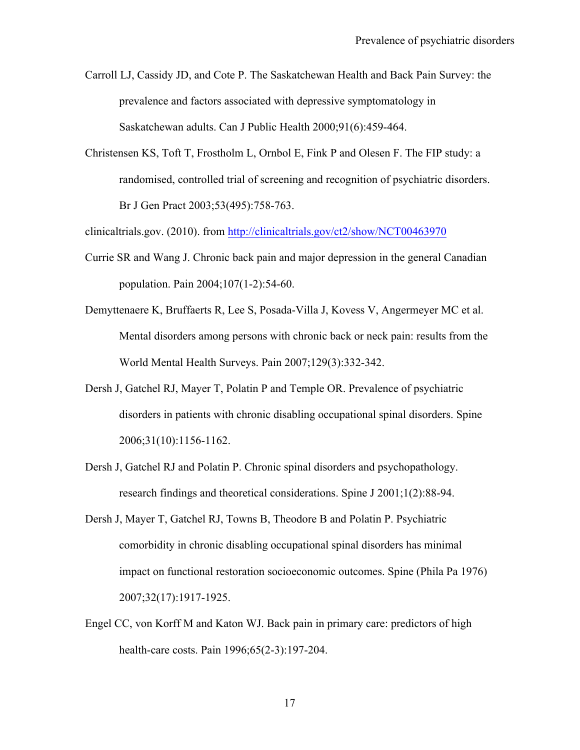Carroll LJ, Cassidy JD, and Cote P. The Saskatchewan Health and Back Pain Survey: the prevalence and factors associated with depressive symptomatology in Saskatchewan adults. Can J Public Health 2000;91(6):459-464.

Christensen KS, Toft T, Frostholm L, Ornbol E, Fink P and Olesen F. The FIP study: a randomised, controlled trial of screening and recognition of psychiatric disorders. Br J Gen Pract 2003;53(495):758-763.

clinicaltrials.gov. (2010). from http://clinicaltrials.gov/ct2/show/NCT00463970

Currie SR and Wang J. Chronic back pain and major depression in the general Canadian population. Pain 2004;107(1-2):54-60.

Demyttenaere K, Bruffaerts R, Lee S, Posada-Villa J, Kovess V, Angermeyer MC et al. Mental disorders among persons with chronic back or neck pain: results from the World Mental Health Surveys. Pain 2007;129(3):332-342.

Dersh J, Gatchel RJ, Mayer T, Polatin P and Temple OR. Prevalence of psychiatric disorders in patients with chronic disabling occupational spinal disorders. Spine 2006;31(10):1156-1162.

Dersh J, Gatchel RJ and Polatin P. Chronic spinal disorders and psychopathology. research findings and theoretical considerations. Spine J 2001;1(2):88-94.

Dersh J, Mayer T, Gatchel RJ, Towns B, Theodore B and Polatin P. Psychiatric comorbidity in chronic disabling occupational spinal disorders has minimal impact on functional restoration socioeconomic outcomes. Spine (Phila Pa 1976) 2007;32(17):1917-1925.

Engel CC, von Korff M and Katon WJ. Back pain in primary care: predictors of high health-care costs. Pain 1996;65(2-3):197-204.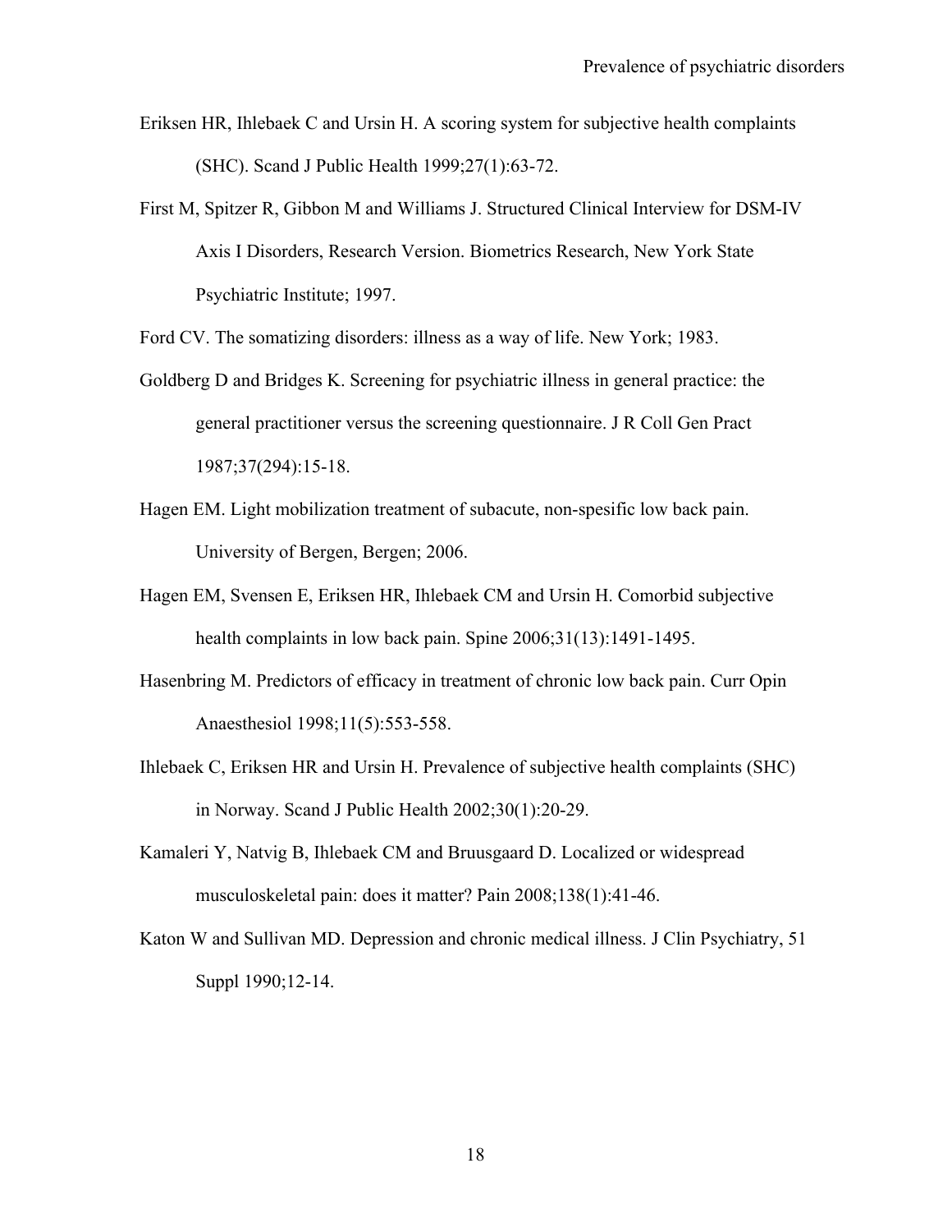Eriksen HR, Ihlebaek C and Ursin H. A scoring system for subjective health complaints (SHC). Scand J Public Health 1999;27(1):63-72.

First M, Spitzer R, Gibbon M and Williams J. Structured Clinical Interview for DSM-IV Axis I Disorders, Research Version. Biometrics Research, New York State Psychiatric Institute; 1997.

Ford CV. The somatizing disorders: illness as a way of life. New York; 1983.

Goldberg D and Bridges K. Screening for psychiatric illness in general practice: the general practitioner versus the screening questionnaire. J R Coll Gen Pract 1987;37(294):15-18.

Hagen EM. Light mobilization treatment of subacute, non-spesific low back pain. University of Bergen, Bergen; 2006.

Hagen EM, Svensen E, Eriksen HR, Ihlebaek CM and Ursin H. Comorbid subjective health complaints in low back pain. Spine 2006;31(13):1491-1495.

Hasenbring M. Predictors of efficacy in treatment of chronic low back pain. Curr Opin Anaesthesiol 1998;11(5):553-558.

Ihlebaek C, Eriksen HR and Ursin H. Prevalence of subjective health complaints (SHC) in Norway. Scand J Public Health 2002;30(1):20-29.

Kamaleri Y, Natvig B, Ihlebaek CM and Bruusgaard D. Localized or widespread musculoskeletal pain: does it matter? Pain 2008;138(1):41-46.

Katon W and Sullivan MD. Depression and chronic medical illness. J Clin Psychiatry, 51 Suppl 1990;12-14.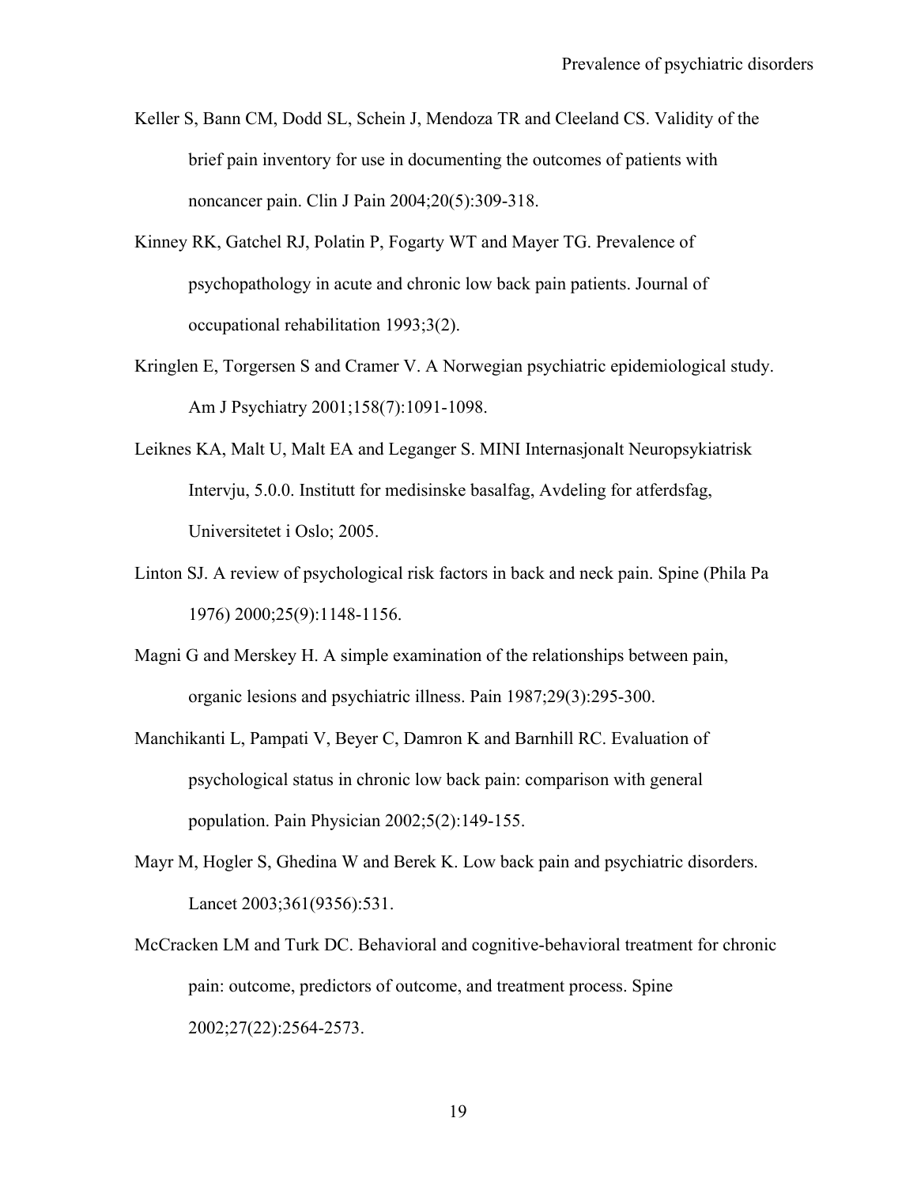Keller S, Bann CM, Dodd SL, Schein J, Mendoza TR and Cleeland CS. Validity of the brief pain inventory for use in documenting the outcomes of patients with noncancer pain. Clin J Pain 2004;20(5):309-318.

Kinney RK, Gatchel RJ, Polatin P, Fogarty WT and Mayer TG. Prevalence of psychopathology in acute and chronic low back pain patients. Journal of occupational rehabilitation 1993;3(2).

Kringlen E, Torgersen S and Cramer V. A Norwegian psychiatric epidemiological study. Am J Psychiatry 2001;158(7):1091-1098.

Leiknes KA, Malt U, Malt EA and Leganger S. MINI Internasjonalt Neuropsykiatrisk Intervju, 5.0.0. Institutt for medisinske basalfag, Avdeling for atferdsfag, Universitetet i Oslo; 2005.

Linton SJ. A review of psychological risk factors in back and neck pain. Spine (Phila Pa 1976) 2000;25(9):1148-1156.

Magni G and Merskey H. A simple examination of the relationships between pain, organic lesions and psychiatric illness. Pain 1987;29(3):295-300.

Manchikanti L, Pampati V, Beyer C, Damron K and Barnhill RC. Evaluation of psychological status in chronic low back pain: comparison with general population. Pain Physician 2002;5(2):149-155.

Mayr M, Hogler S, Ghedina W and Berek K. Low back pain and psychiatric disorders. Lancet 2003;361(9356):531.

McCracken LM and Turk DC. Behavioral and cognitive-behavioral treatment for chronic pain: outcome, predictors of outcome, and treatment process. Spine 2002;27(22):2564-2573.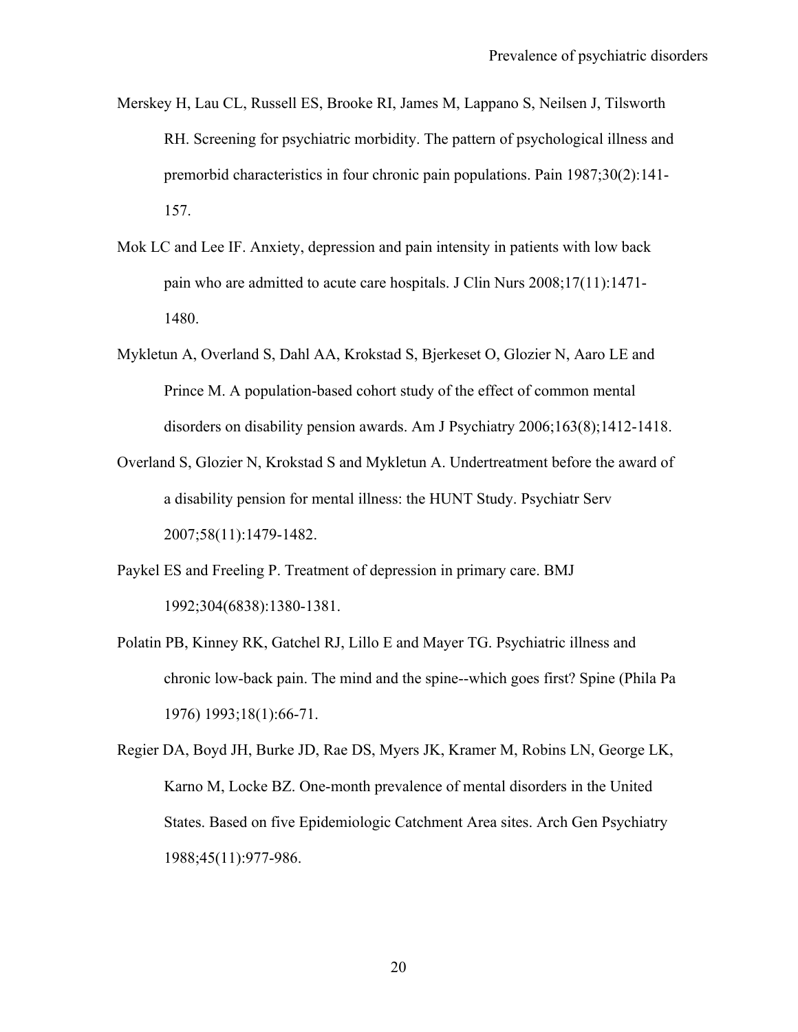Merskey H, Lau CL, Russell ES, Brooke RI, James M, Lappano S, Neilsen J, Tilsworth RH. Screening for psychiatric morbidity. The pattern of psychological illness and premorbid characteristics in four chronic pain populations. Pain 1987;30(2):141-157.

Mok LC and Lee IF. Anxiety, depression and pain intensity in patients with low back pain who are admitted to acute care hospitals. J Clin Nurs 2008;17(11):1471-1480.

Mykletun A, Overland S, Dahl AA, Krokstad S, Bjerkeset O, Glozier N, Aaro LE and Prince M. A population-based cohort study of the effect of common mental disorders on disability pension awards. Am J Psychiatry 2006;163(8);1412-1418.

Overland S, Glozier N, Krokstad S and Mykletun A. Undertreatment before the award of a disability pension for mental illness: the HUNT Study. Psychiatr Serv 2007;58(11):1479-1482.

Paykel ES and Freeling P. Treatment of depression in primary care. BMJ 1992;304(6838):1380-1381.

Polatin PB, Kinney RK, Gatchel RJ, Lillo E and Mayer TG. Psychiatric illness and chronic low-back pain. The mind and the spine--which goes first? Spine (Phila Pa 1976) 1993;18(1):66-71.

Regier DA, Boyd JH, Burke JD, Rae DS, Myers JK, Kramer M, Robins LN, George LK, Karno M, Locke BZ. One-month prevalence of mental disorders in the United States. Based on five Epidemiologic Catchment Area sites. Arch Gen Psychiatry 1988;45(11):977-986.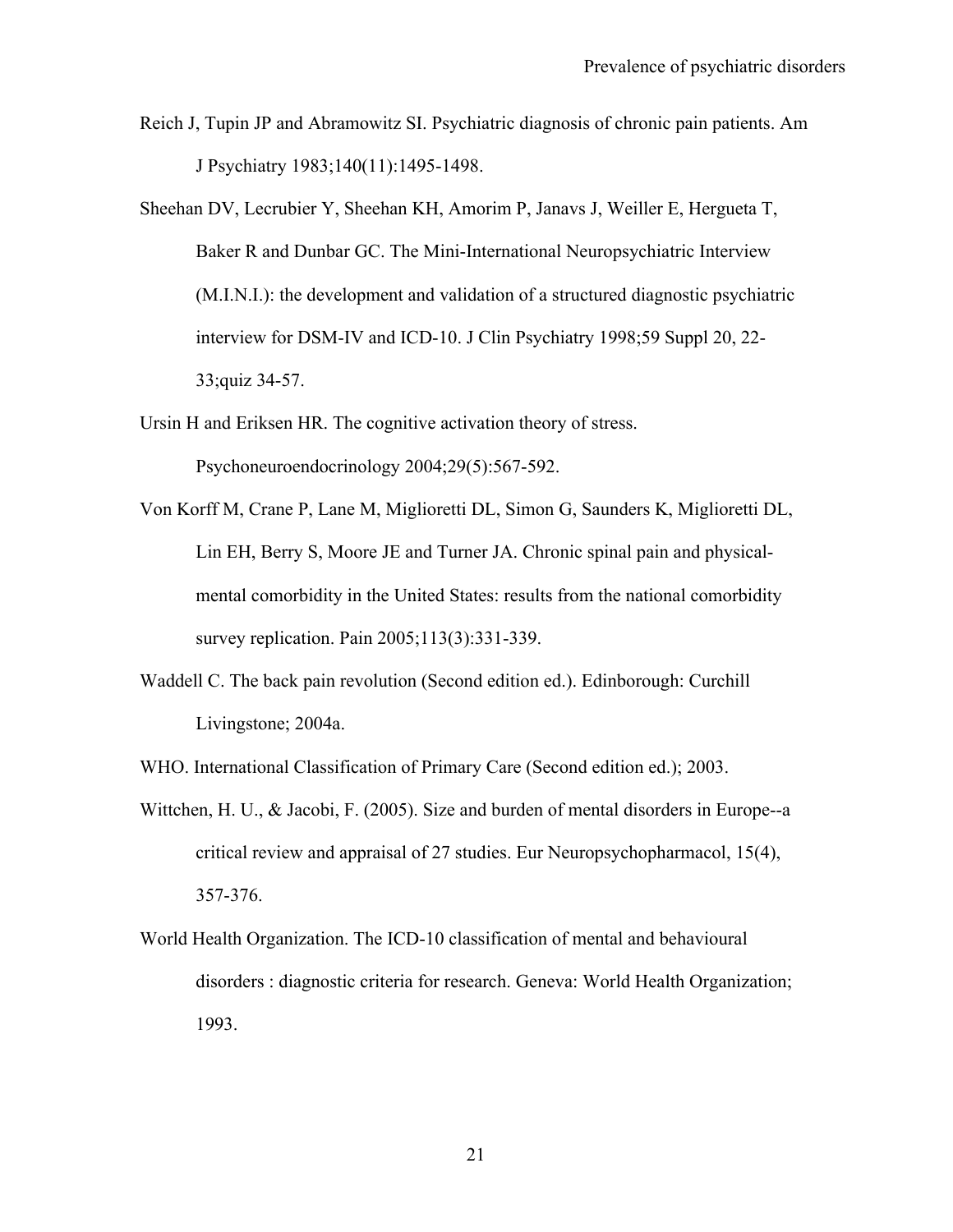Reich J, Tupin JP and Abramowitz SI. Psychiatric diagnosis of chronic pain patients. Am J Psychiatry 1983;140(11):1495-1498.

Sheehan DV, Lecrubier Y, Sheehan KH, Amorim P, Janavs J, Weiller E, Hergueta T, Baker R and Dunbar GC. The Mini-International Neuropsychiatric Interview (M.I.N.I.): the development and validation of a structured diagnostic psychiatric interview for DSM-IV and ICD-10. J Clin Psychiatry 1998;59 Suppl 20, 22-33;quiz 34-57.

Ursin H and Eriksen HR. The cognitive activation theory of stress. Psychoneuroendocrinology 2004;29(5):567-592.

Von Korff M, Crane P, Lane M, Miglioretti DL, Simon G, Saunders K, Miglioretti DL, Lin EH, Berry S, Moore JE and Turner JA. Chronic spinal pain and physical-mental comorbidity in the United States: results from the national comorbidity survey replication. Pain 2005;113(3):331-339.

Waddell C. The back pain revolution (Second edition ed.). Edinborough: Curchill Livingstone; 2004a.

WHO. International Classification of Primary Care (Second edition ed.); 2003.

Wittchen, H. U., & Jacobi, F. (2005). Size and burden of mental disorders in Europe--a critical review and appraisal of 27 studies. Eur Neuropsychopharmacol, 15(4), 357-376.

World Health Organization. The ICD-10 classification of mental and behavioural disorders : diagnostic criteria for research. Geneva: World Health Organization; 1993.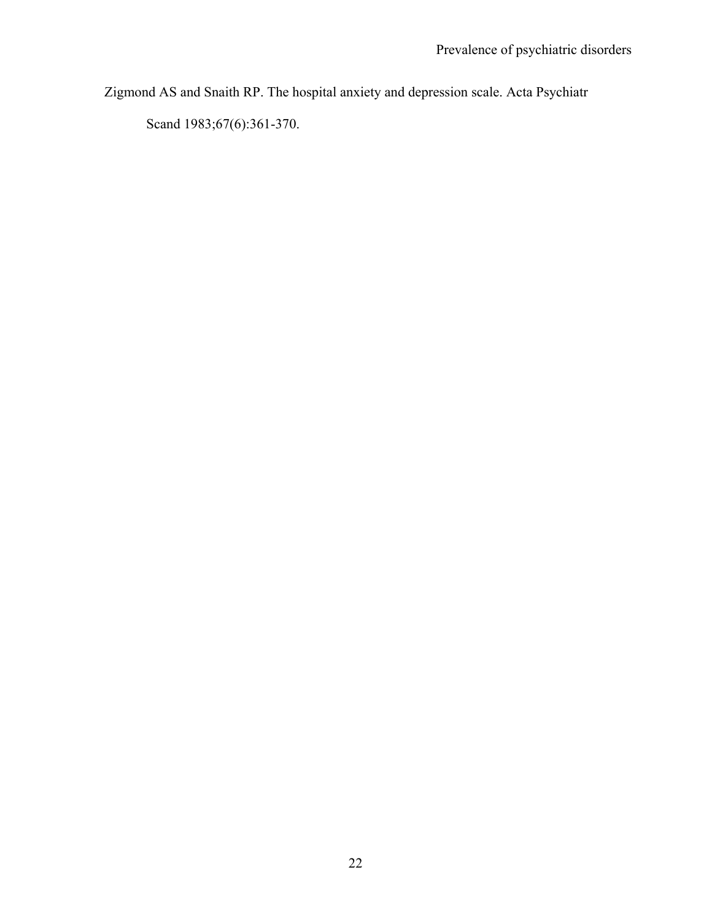Zigmond AS and Snaith RP. The hospital anxiety and depression scale. Acta Psychiatr Scand 1983;67(6):361-370.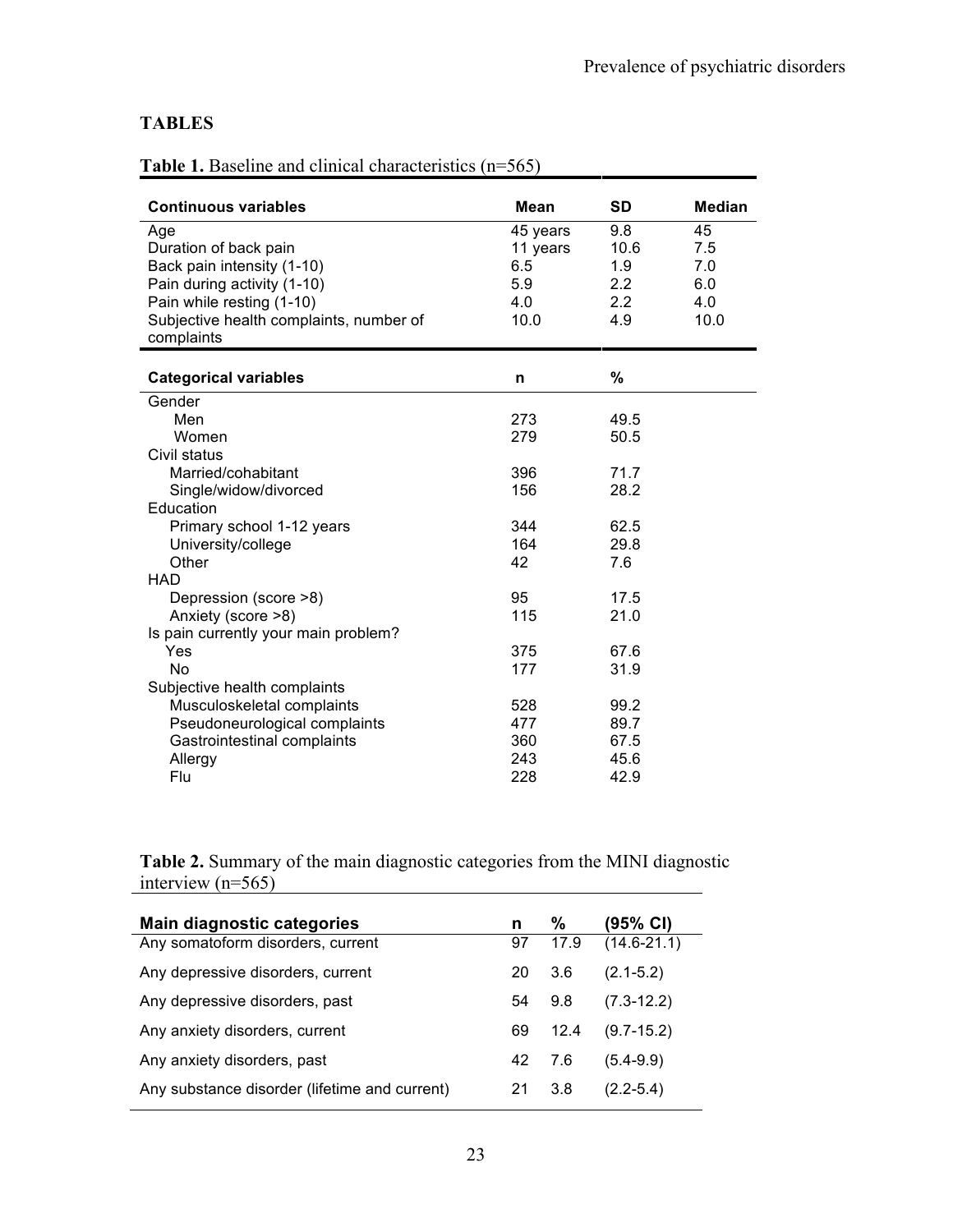## TABLES

**Table 1.** Baseline and clinical characteristics (n=565)

| Continuous variables | Mean | SD | Median |
|---|---|---|---|
| Age | 45 years | 9.8 | 45 |
| Duration of back pain | 11 years | 10.6 | 7.5 |
| Back pain intensity (1-10) | 6.5 | 1.9 | 7.0 |
| Pain during activity (1-10) | 5.9 | 2.2 | 6.0 |
| Pain while resting (1-10) | 4.0 | 2.2 | 4.0 |
| Subjective health complaints, number of complaints | 10.0 | 4.9 | 10.0 |

| Categorical variables | n | % |
|---|---|---|
| Gender | | |
| Men | 273 | 49.5 |
| Women | 279 | 50.5 |
| Civil status | | |
| Married/cohabitant | 396 | 71.7 |
| Single/widow/divorced | 156 | 28.2 |
| Education | | |
| Primary school 1-12 years | 344 | 62.5 |
| University/college | 164 | 29.8 |
| Other | 42 | 7.6 |
| HAD | | |
| Depression (score >8) | 95 | 17.5 |
| Anxiety (score >8) | 115 | 21.0 |
| Is pain currently your main problem? | | |
| Yes | 375 | 67.6 |
| No | 177 | 31.9 |
| Subjective health complaints | | |
| Musculoskeletal complaints | 528 | 99.2 |
| Pseudoneurological complaints | 477 | 89.7 |
| Gastrointestinal complaints | 360 | 67.5 |
| Allergy | 243 | 45.6 |
| Flu | 228 | 42.9 |

**Table 2.** Summary of the main diagnostic categories from the MINI diagnostic interview (n=565)

| Main diagnostic categories | n | % | (95% CI) |
|---|---|---|---|
| Any somatoform disorders, current | 97 | 17.9 | (14.6-21.1) |
| Any depressive disorders, current | 20 | 3.6 | (2.1-5.2) |
| Any depressive disorders, past | 54 | 9.8 | (7.3-12.2) |
| Any anxiety disorders, current | 69 | 12.4 | (9.7-15.2) |
| Any anxiety disorders, past | 42 | 7.6 | (5.4-9.9) |
| Any substance disorder (lifetime and current) | 21 | 3.8 | (2.2-5.4) |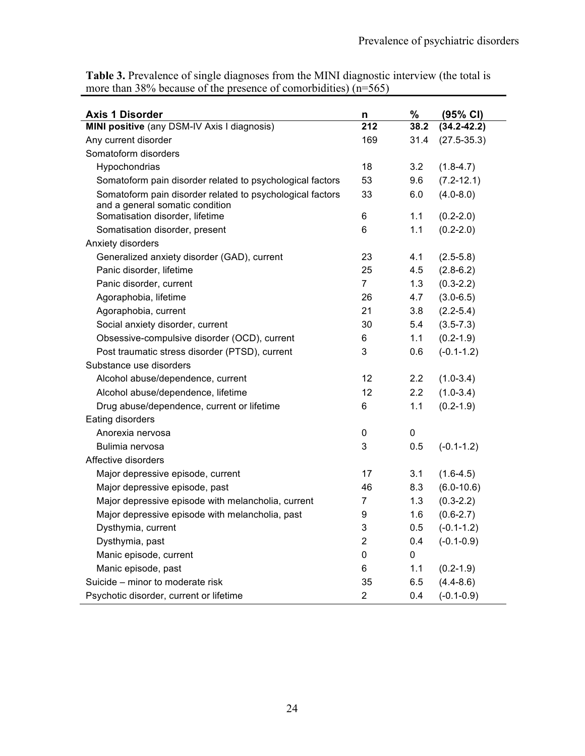**Table 3.** Prevalence of single diagnoses from the MINI diagnostic interview (the total is more than 38% because of the presence of comorbidities) (n=565)

| Axis 1 Disorder | n | % | (95% CI) |
|---|---|---|---|
| **MINI positive** (any DSM-IV Axis I diagnosis) | **212** | **38.2** | **(34.2-42.2)** |
| Any current disorder | 169 | 31.4 | (27.5-35.3) |
| Somatoform disorders | | | |
| Hypochondrias | 18 | 3.2 | (1.8-4.7) |
| Somatoform pain disorder related to psychological factors | 53 | 9.6 | (7.2-12.1) |
| Somatoform pain disorder related to psychological factors and a general somatic condition | 33 | 6.0 | (4.0-8.0) |
| Somatisation disorder, lifetime | 6 | 1.1 | (0.2-2.0) |
| Somatisation disorder, present | 6 | 1.1 | (0.2-2.0) |
| Anxiety disorders | | | |
| Generalized anxiety disorder (GAD), current | 23 | 4.1 | (2.5-5.8) |
| Panic disorder, lifetime | 25 | 4.5 | (2.8-6.2) |
| Panic disorder, current | 7 | 1.3 | (0.3-2.2) |
| Agoraphobia, lifetime | 26 | 4.7 | (3.0-6.5) |
| Agoraphobia, current | 21 | 3.8 | (2.2-5.4) |
| Social anxiety disorder, current | 30 | 5.4 | (3.5-7.3) |
| Obsessive-compulsive disorder (OCD), current | 6 | 1.1 | (0.2-1.9) |
| Post traumatic stress disorder (PTSD), current | 3 | 0.6 | (-0.1-1.2) |
| Substance use disorders | | | |
| Alcohol abuse/dependence, current | 12 | 2.2 | (1.0-3.4) |
| Alcohol abuse/dependence, lifetime | 12 | 2.2 | (1.0-3.4) |
| Drug abuse/dependence, current or lifetime | 6 | 1.1 | (0.2-1.9) |
| Eating disorders | | | |
| Anorexia nervosa | 0 | 0 | |
| Bulimia nervosa | 3 | 0.5 | (-0.1-1.2) |
| Affective disorders | | | |
| Major depressive episode, current | 17 | 3.1 | (1.6-4.5) |
| Major depressive episode, past | 46 | 8.3 | (6.0-10.6) |
| Major depressive episode with melancholia, current | 7 | 1.3 | (0.3-2.2) |
| Major depressive episode with melancholia, past | 9 | 1.6 | (0.6-2.7) |
| Dysthymia, current | 3 | 0.5 | (-0.1-1.2) |
| Dysthymia, past | 2 | 0.4 | (-0.1-0.9) |
| Manic episode, current | 0 | 0 | |
| Manic episode, past | 6 | 1.1 | (0.2-1.9) |
| Suicide – minor to moderate risk | 35 | 6.5 | (4.4-8.6) |
| Psychotic disorder, current or lifetime | 2 | 0.4 | (-0.1-0.9) |